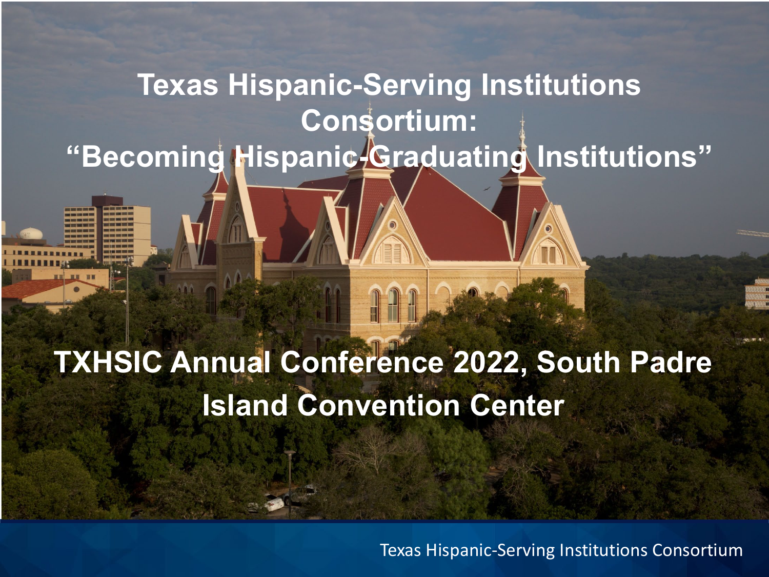# Texas Hispanic-Serving Institutions Consortium: "Becoming Hispanic-Graduating Institutions"

## TXHSIC Annual Conference 2022, South Padre Island Convention Center

Texas Hispanic-Serving Institutions Consortium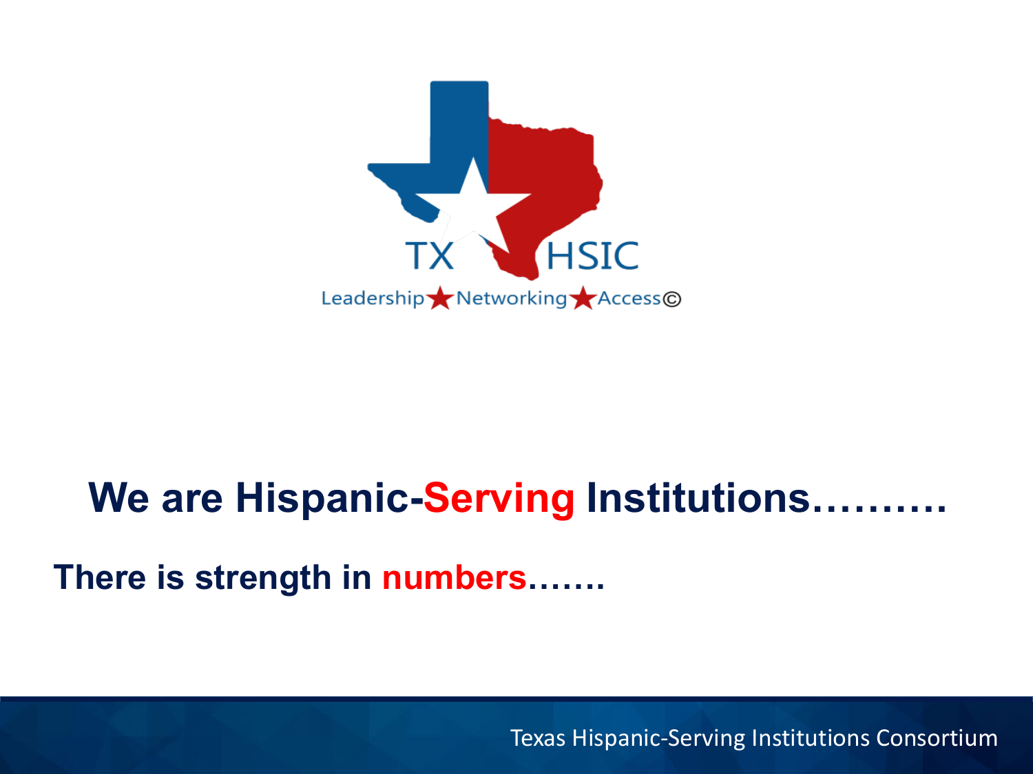TX HSIC

Leadership★Networking★Access©

## We are Hispanic-Serving Institutions……….

**There is strength in numbers…….**

Texas Hispanic-Serving Institutions Consortium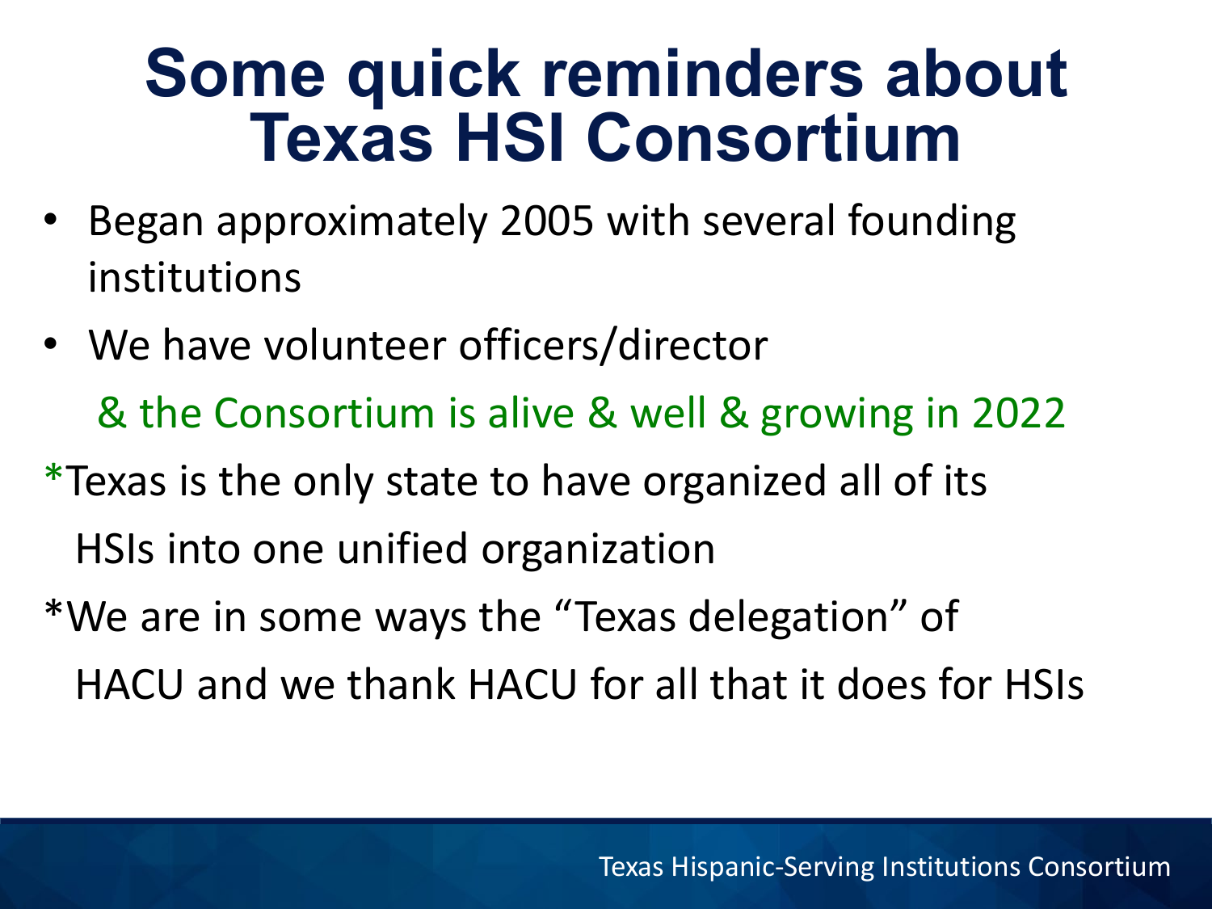# Some quick reminders about Texas HSI Consortium

- Began approximately 2005 with several founding institutions
- We have volunteer officers/director

  & the Consortium is alive & well & growing in 2022

*Texas is the only state to have organized all of its HSIs into one unified organization

*We are in some ways the "Texas delegation" of HACU and we thank HACU for all that it does for HSIs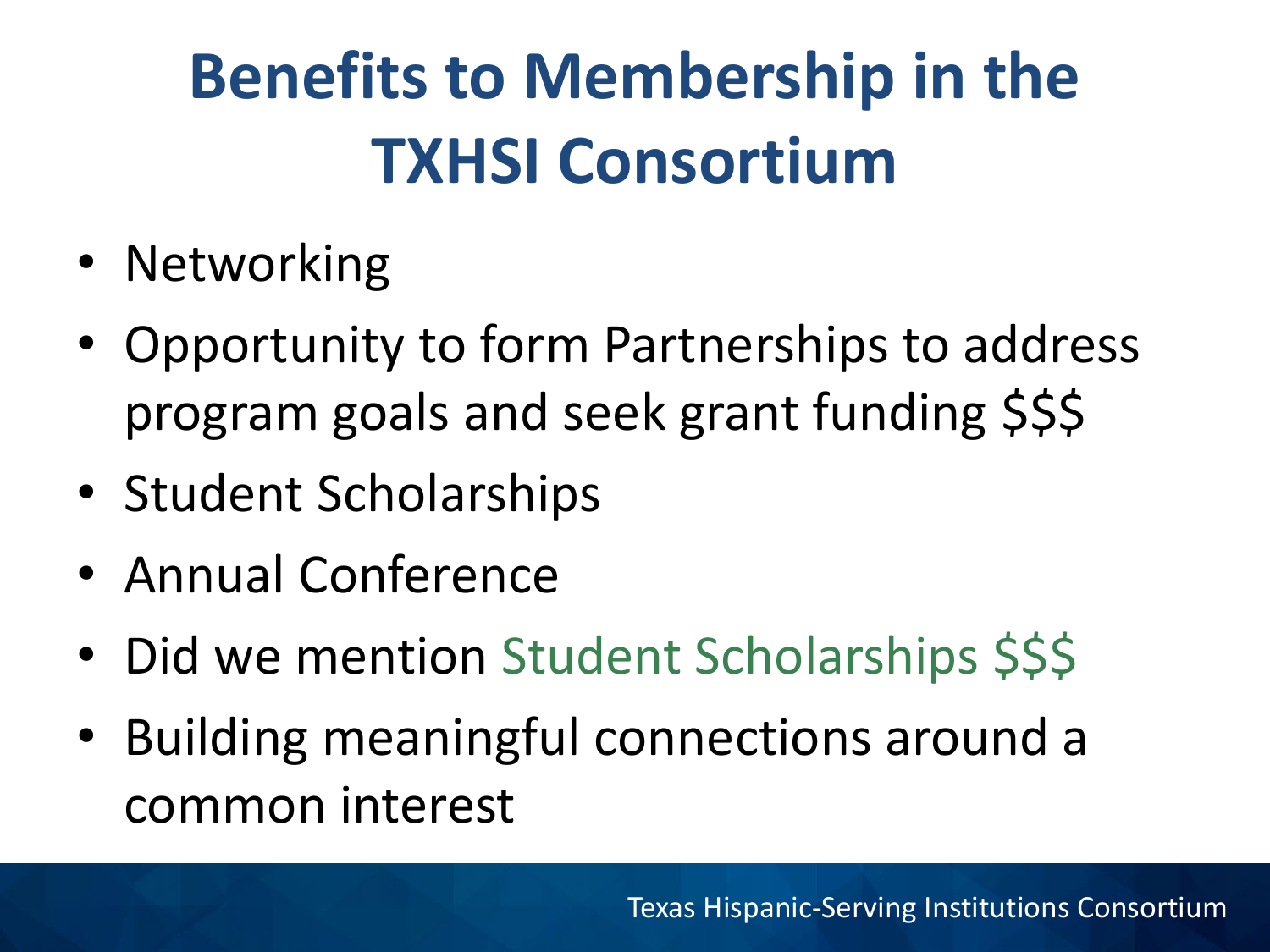# Benefits to Membership in the TXHSI Consortium

- Networking
- Opportunity to form Partnerships to address program goals and seek grant funding $$$
- Student Scholarships
- Annual Conference
- Did we mention Student Scholarships $$$
- Building meaningful connections around a common interest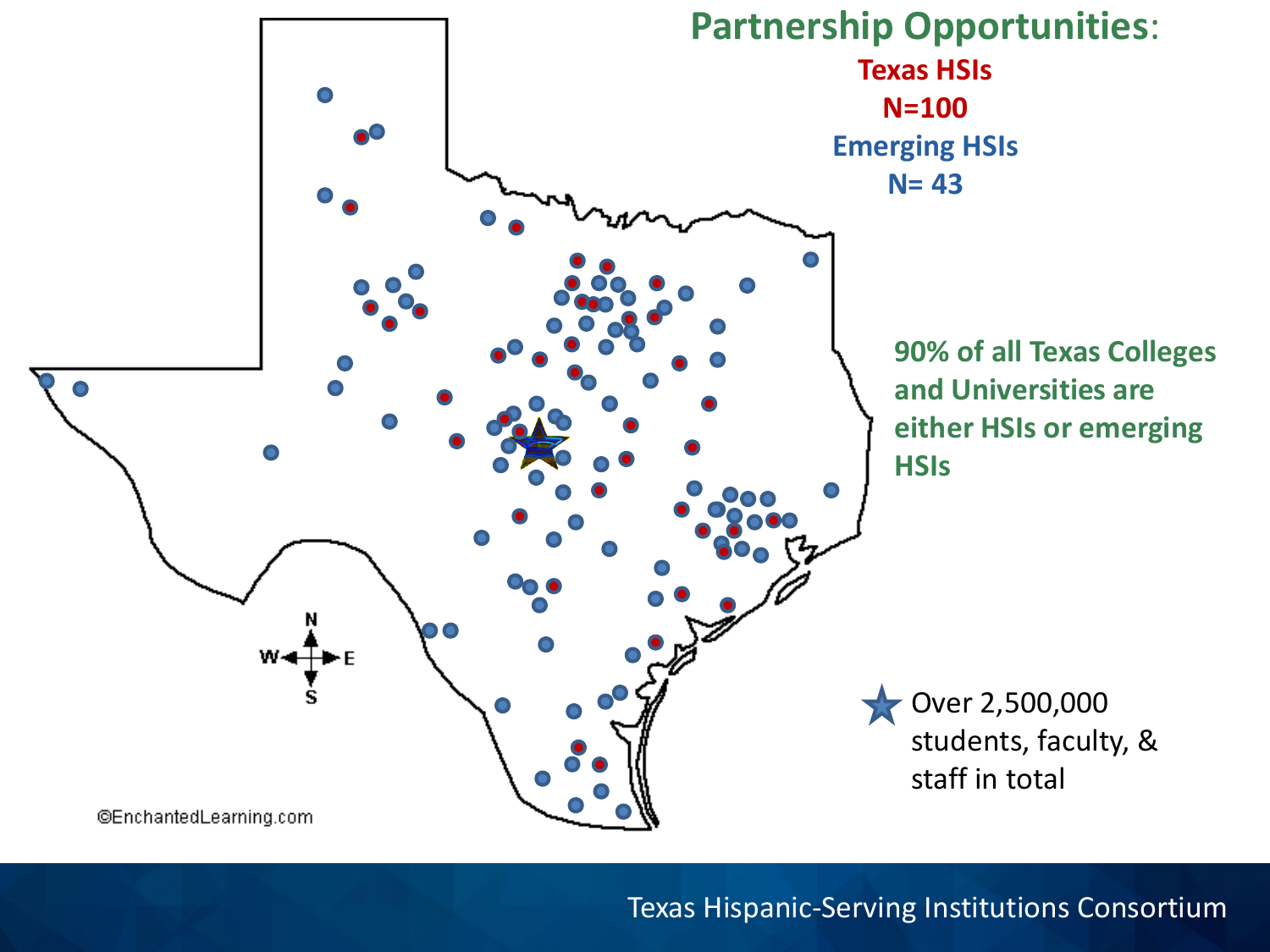# Partnership Opportunities:

**Texas HSIs**
**N=100**
**Emerging HSIs**
**N= 43**

**90% of all Texas Colleges and Universities are either HSIs or emerging HSIs**

Over 2,500,000 students, faculty, & staff in total

©EnchantedLearning.com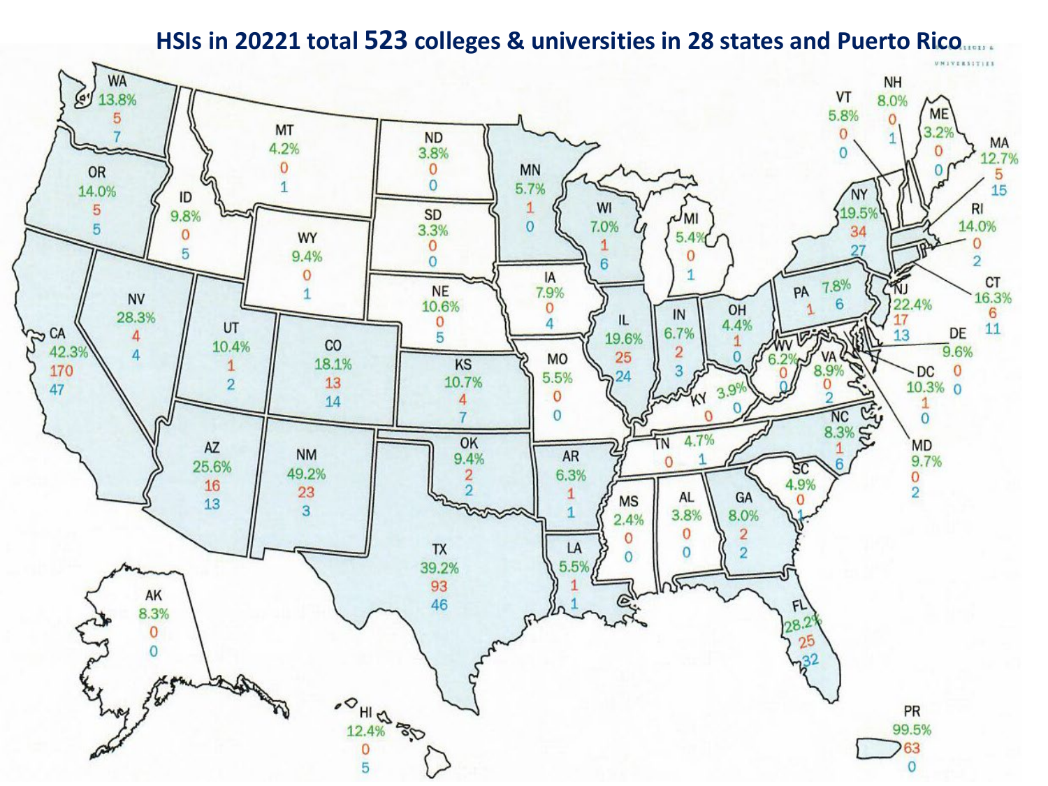# HSIs in 20221 total 523 colleges & universities in 28 states and Puerto Rico

| State | % | | |
|---|---|---|---|
| WA | 13.8% | 5 | 7 |
| OR | 14.0% | 5 | 5 |
| CA | 42.3% | 170 | 47 |
| NV | 28.3% | 4 | 4 |
| ID | 9.8% | 0 | 5 |
| MT | 4.2% | 0 | 1 |
| WY | 9.4% | 0 | 1 |
| UT | 10.4% | 1 | 2 |
| CO | 18.1% | 13 | 14 |
| AZ | 25.6% | 16 | 13 |
| NM | 49.2% | 23 | 3 |
| ND | 3.8% | 0 | 0 |
| SD | 3.3% | 0 | 0 |
| NE | 10.6% | 0 | 5 |
| KS | 10.7% | 4 | 7 |
| OK | 9.4% | 2 | 2 |
| TX | 39.2% | 93 | 46 |
| MN | 5.7% | 1 | 0 |
| IA | 7.9% | 0 | 4 |
| MO | 5.5% | 0 | 0 |
| AR | 6.3% | 1 | 1 |
| LA | 5.5% | 1 | 1 |
| WI | 7.0% | 1 | 6 |
| IL | 19.6% | 25 | 24 |
| MI | 5.4% | 0 | 1 |
| IN | 6.7% | 2 | 3 |
| OH | 4.4% | 1 | 0 |
| KY | 3.9% | 0 | 0 |
| TN | 4.7% | 0 | 1 |
| MS | 2.4% | 0 | 0 |
| AL | 3.8% | 0 | 0 |
| GA | 8.0% | 2 | 2 |
| FL | 28.2% | 25 | 32 |
| SC | 4.9% | 0 | 1 |
| NC | 8.3% | 1 | 6 |
| VA | 8.9% | 0 | 2 |
| WV | 6.2% | 0 | 0 |
| PA | 7.8% | 1 | 6 |
| NY | 19.5% | 34 | 27 |
| VT | 5.8% | 0 | 0 |
| NH | 8.0% | 0 | 1 |
| ME | 3.2% | 0 | 0 |
| MA | 12.7% | 5 | 15 |
| RI | 14.0% | 0 | 2 |
| CT | 16.3% | 6 | 11 |
| NJ | 22.4% | 17 | 13 |
| DE | 9.6% | 0 | 0 |
| DC | 10.3% | 1 | 0 |
| MD | 9.7% | 0 | 2 |
| AK | 8.3% | 0 | 0 |
| HI | 12.4% | 0 | 5 |
| PR | 99.5% | 63 | 0 |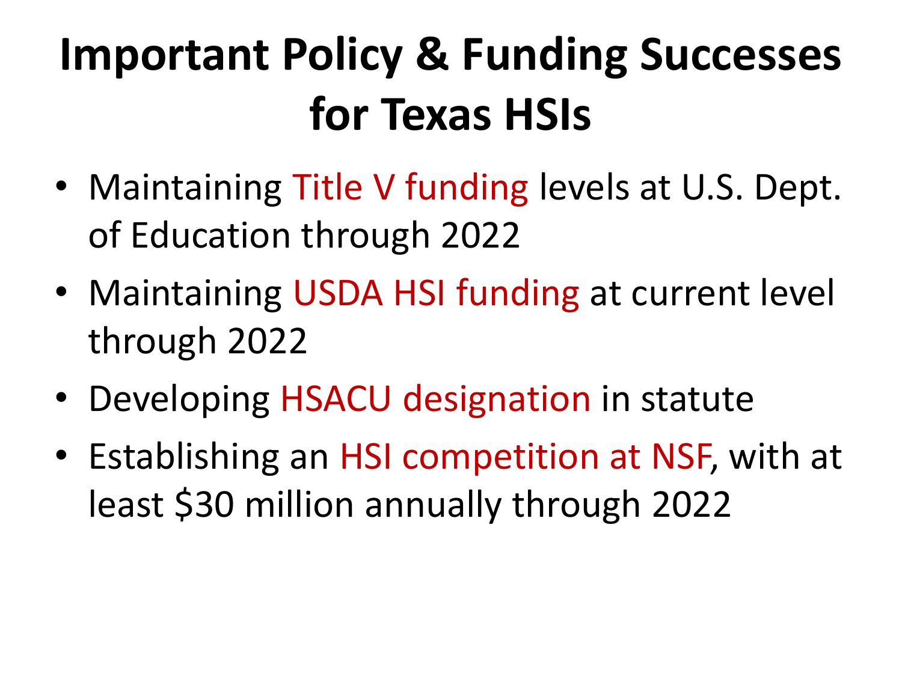# Important Policy & Funding Successes for Texas HSIs

- Maintaining Title V funding levels at U.S. Dept. of Education through 2022
- Maintaining USDA HSI funding at current level through 2022
- Developing HSACU designation in statute
- Establishing an HSI competition at NSF, with at least $30 million annually through 2022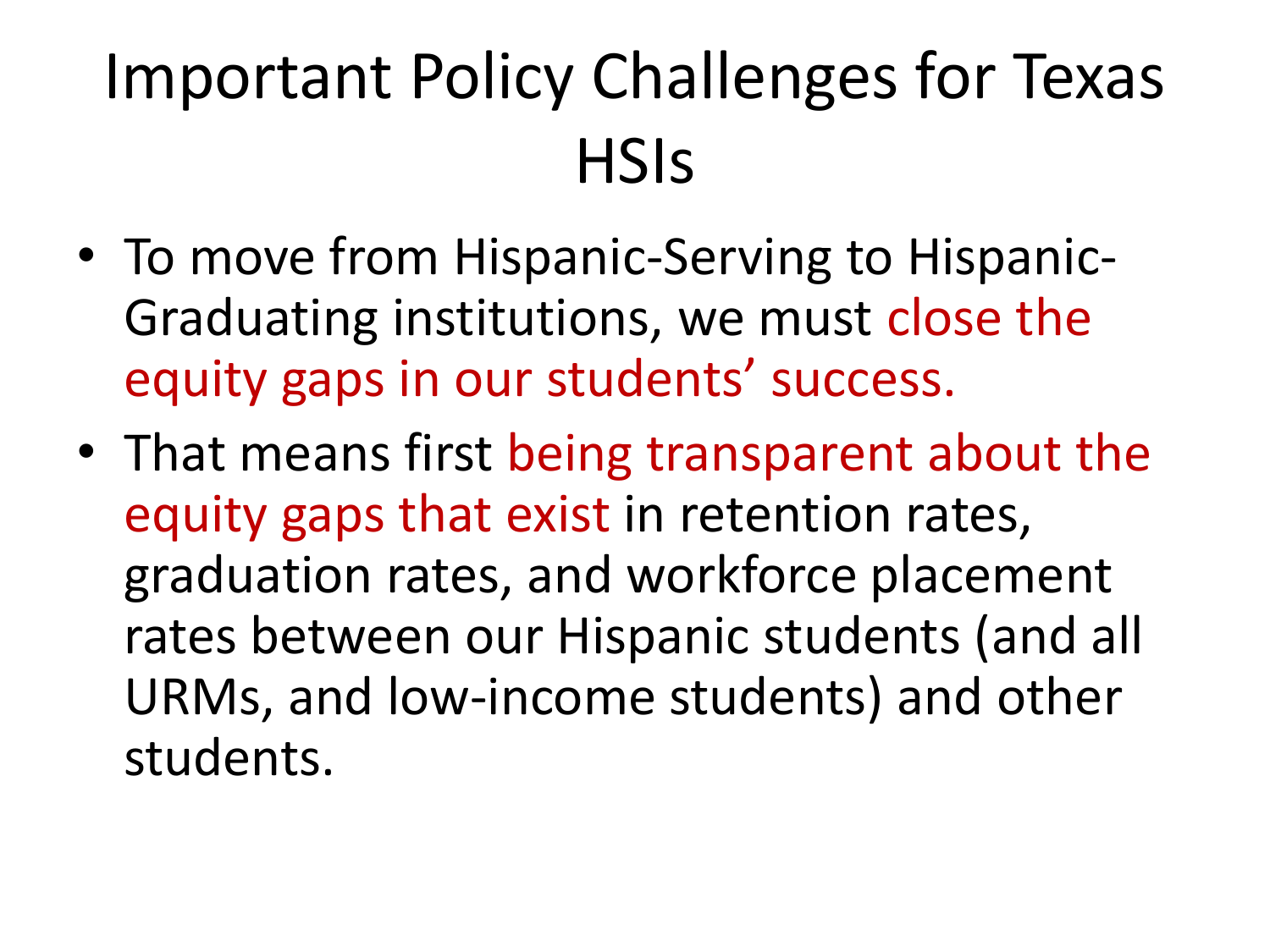# Important Policy Challenges for Texas HSIs

- To move from Hispanic-Serving to Hispanic-Graduating institutions, we must close the equity gaps in our students' success.
- That means first being transparent about the equity gaps that exist in retention rates, graduation rates, and workforce placement rates between our Hispanic students (and all URMs, and low-income students) and other students.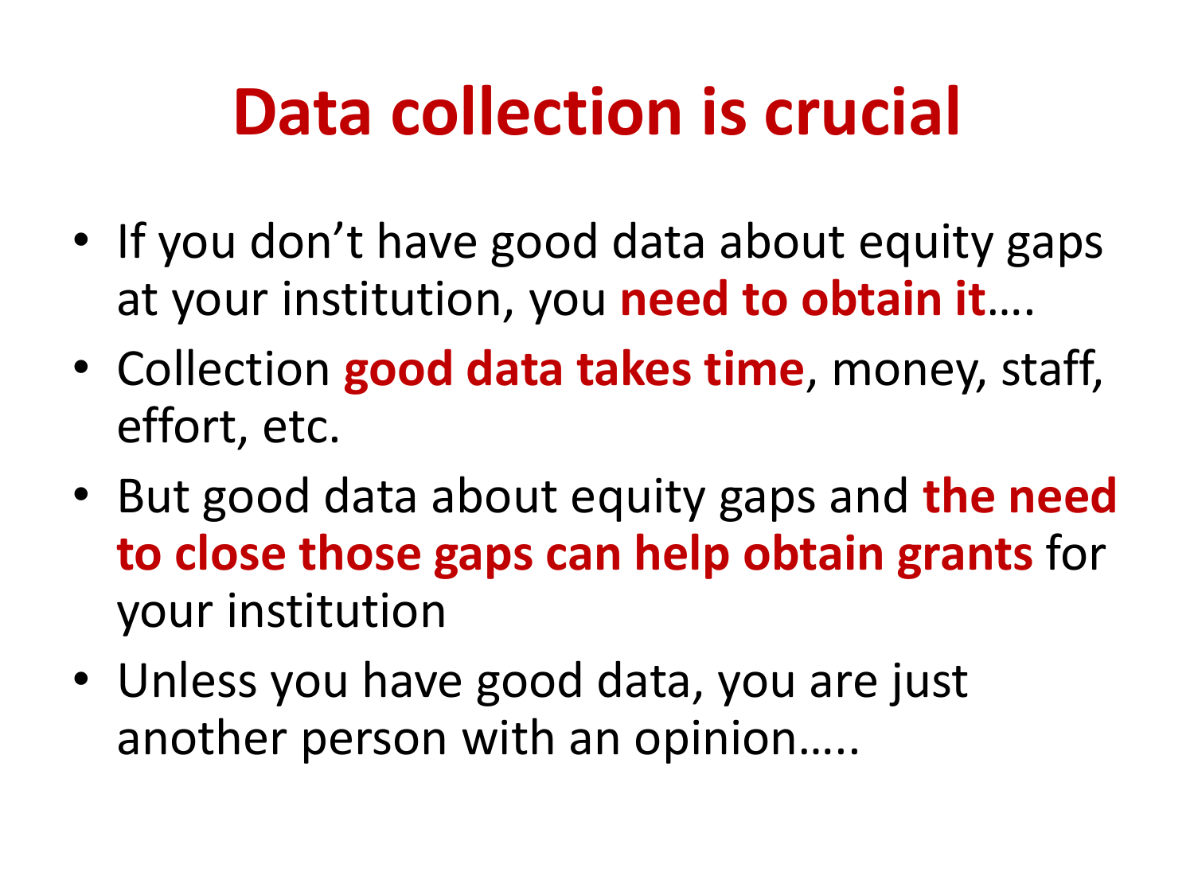# Data collection is crucial

- If you don’t have good data about equity gaps at your institution, you **need to obtain it**….
- Collection **good data takes time**, money, staff, effort, etc.
- But good data about equity gaps and **the need to close those gaps can help obtain grants** for your institution
- Unless you have good data, you are just another person with an opinion…..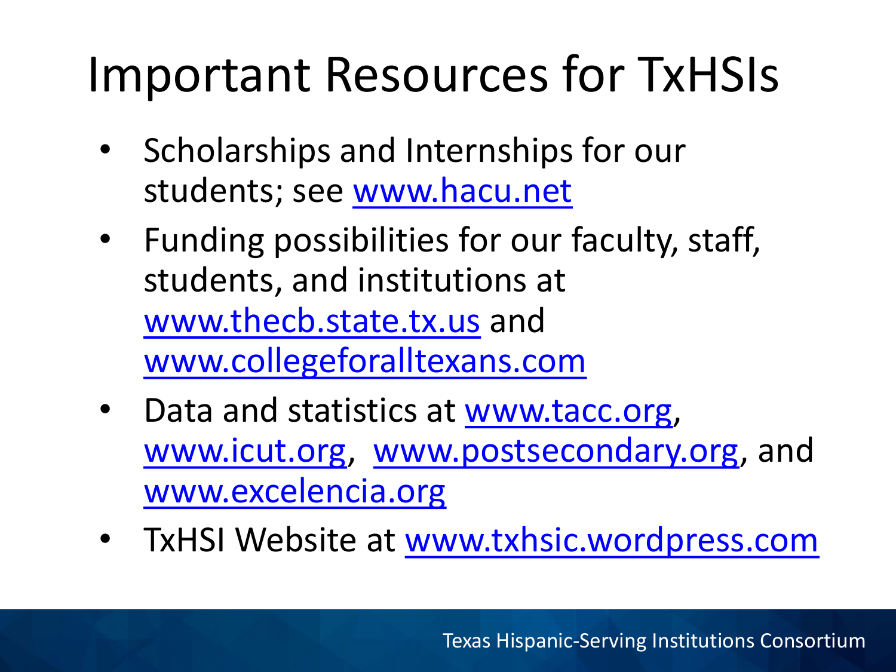# Important Resources for TxHSIs

- Scholarships and Internships for our students; see www.hacu.net
- Funding possibilities for our faculty, staff, students, and institutions at www.thecb.state.tx.us and www.collegeforalltexans.com
- Data and statistics at www.tacc.org, www.icut.org, www.postsecondary.org, and www.excelencia.org
- TxHSI Website at www.txhsic.wordpress.com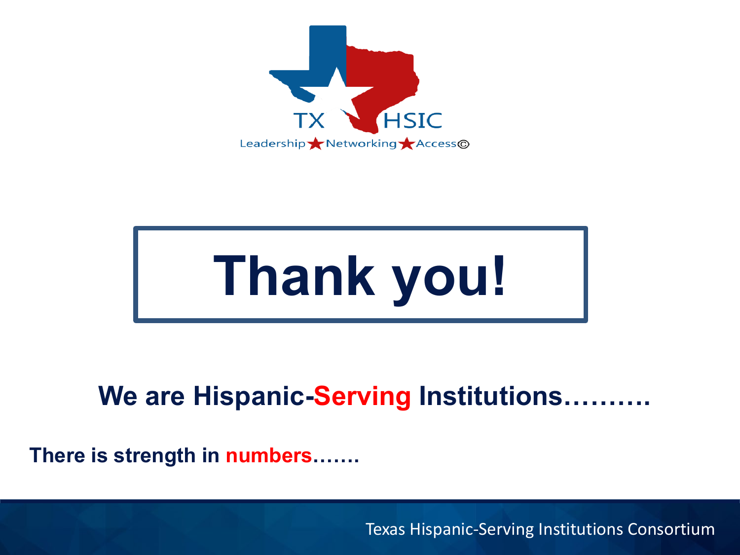TX HSIC

Leadership ★ Networking ★ Access©

# Thank you!

**We are Hispanic-Serving Institutions……….**

**There is strength in numbers…….**

Texas Hispanic-Serving Institutions Consortium